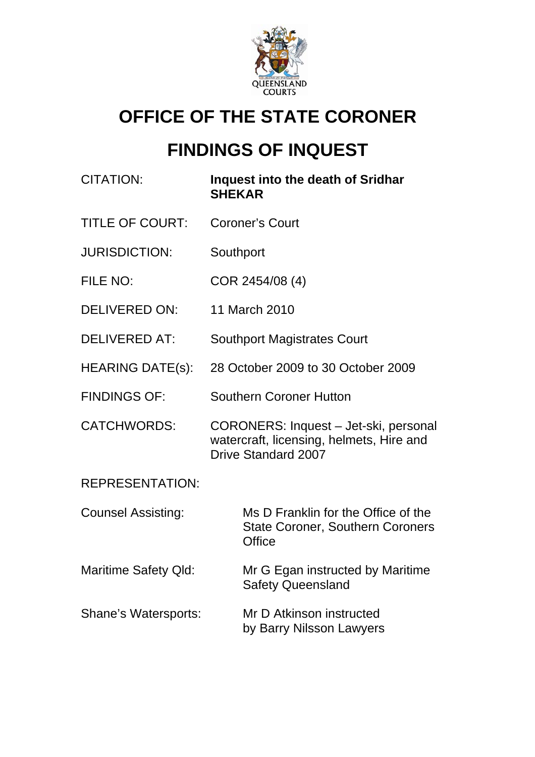QUEENSLAND COURTS

# OFFICE OF THE STATE CORONER

# FINDINGS OF INQUEST

| | |
|---|---|
| CITATION: | **Inquest into the death of Sridhar SHEKAR** |
| TITLE OF COURT: | Coroner's Court |
| JURISDICTION: | Southport |
| FILE NO: | COR 2454/08 (4) |
| DELIVERED ON: | 11 March 2010 |
| DELIVERED AT: | Southport Magistrates Court |
| HEARING DATE(s): | 28 October 2009 to 30 October 2009 |
| FINDINGS OF: | Southern Coroner Hutton |
| CATCHWORDS: | CORONERS: Inquest – Jet-ski, personal watercraft, licensing, helmets, Hire and Drive Standard 2007 |

REPRESENTATION:

| | |
|---|---|
| Counsel Assisting: | Ms D Franklin for the Office of the State Coroner, Southern Coroners Office |
| Maritime Safety Qld: | Mr G Egan instructed by Maritime Safety Queensland |
| Shane's Watersports: | Mr D Atkinson instructed by Barry Nilsson Lawyers |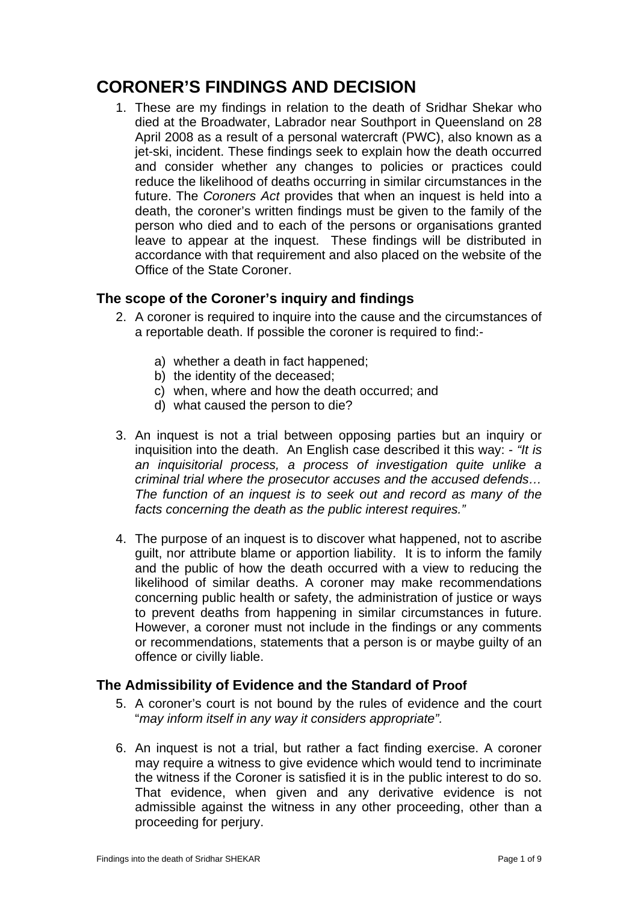# CORONER'S FINDINGS AND DECISION

1. These are my findings in relation to the death of Sridhar Shekar who died at the Broadwater, Labrador near Southport in Queensland on 28 April 2008 as a result of a personal watercraft (PWC), also known as a jet-ski, incident. These findings seek to explain how the death occurred and consider whether any changes to policies or practices could reduce the likelihood of deaths occurring in similar circumstances in the future. The *Coroners Act* provides that when an inquest is held into a death, the coroner's written findings must be given to the family of the person who died and to each of the persons or organisations granted leave to appear at the inquest. These findings will be distributed in accordance with that requirement and also placed on the website of the Office of the State Coroner.

## The scope of the Coroner's inquiry and findings

2. A coroner is required to inquire into the cause and the circumstances of a reportable death. If possible the coroner is required to find:-

   a) whether a death in fact happened;
   b) the identity of the deceased;
   c) when, where and how the death occurred; and
   d) what caused the person to die?

3. An inquest is not a trial between opposing parties but an inquiry or inquisition into the death. An English case described it this way: - *"It is an inquisitorial process, a process of investigation quite unlike a criminal trial where the prosecutor accuses and the accused defends… The function of an inquest is to seek out and record as many of the facts concerning the death as the public interest requires."*

4. The purpose of an inquest is to discover what happened, not to ascribe guilt, nor attribute blame or apportion liability. It is to inform the family and the public of how the death occurred with a view to reducing the likelihood of similar deaths. A coroner may make recommendations concerning public health or safety, the administration of justice or ways to prevent deaths from happening in similar circumstances in future. However, a coroner must not include in the findings or any comments or recommendations, statements that a person is or maybe guilty of an offence or civilly liable.

## The Admissibility of Evidence and the Standard of Proof

5. A coroner's court is not bound by the rules of evidence and the court "*may inform itself in any way it considers appropriate".*

6. An inquest is not a trial, but rather a fact finding exercise. A coroner may require a witness to give evidence which would tend to incriminate the witness if the Coroner is satisfied it is in the public interest to do so. That evidence, when given and any derivative evidence is not admissible against the witness in any other proceeding, other than a proceeding for perjury.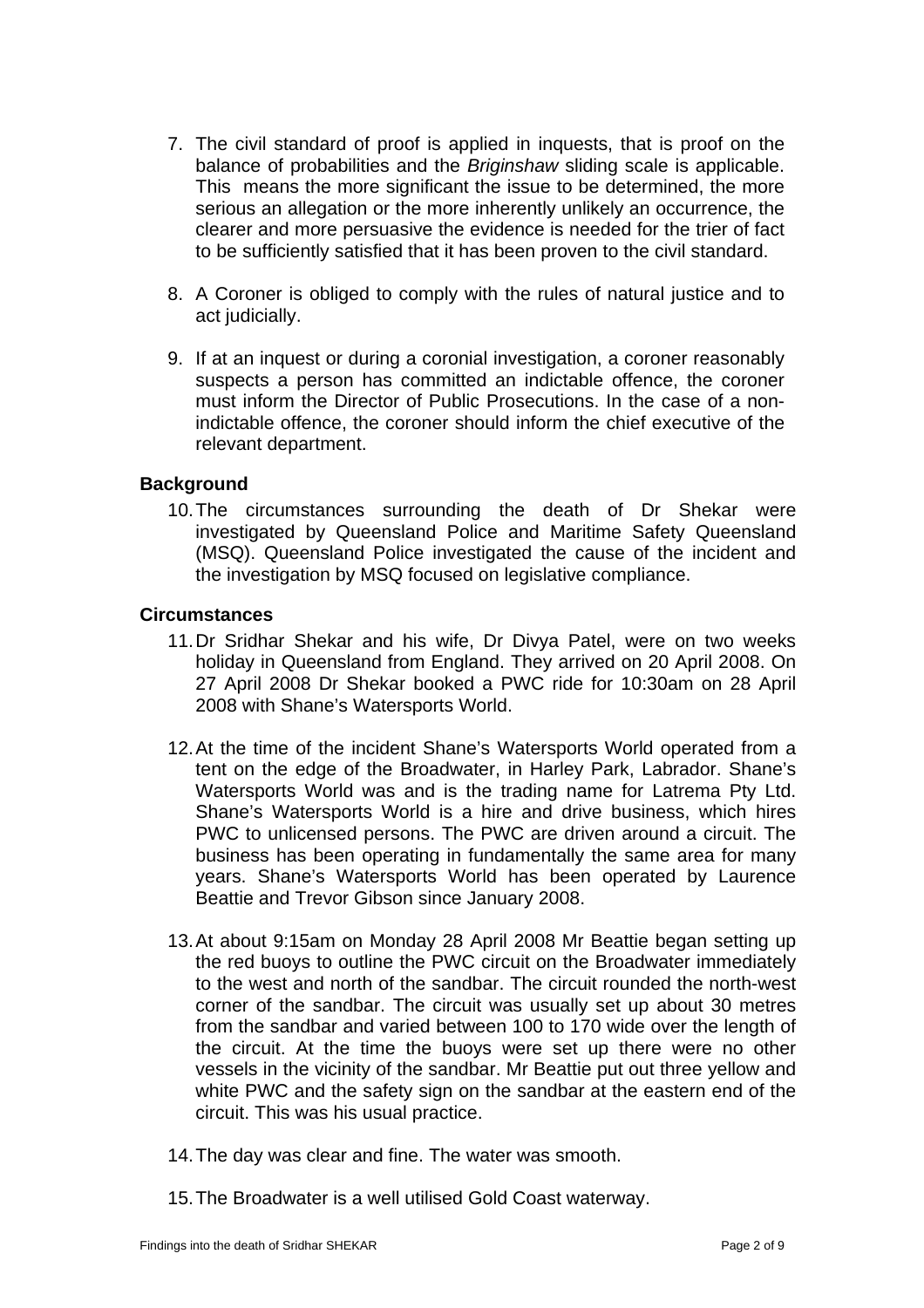7. The civil standard of proof is applied in inquests, that is proof on the balance of probabilities and the *Briginshaw* sliding scale is applicable. This means the more significant the issue to be determined, the more serious an allegation or the more inherently unlikely an occurrence, the clearer and more persuasive the evidence is needed for the trier of fact to be sufficiently satisfied that it has been proven to the civil standard.

8. A Coroner is obliged to comply with the rules of natural justice and to act judicially.

9. If at an inquest or during a coronial investigation, a coroner reasonably suspects a person has committed an indictable offence, the coroner must inform the Director of Public Prosecutions. In the case of a non-indictable offence, the coroner should inform the chief executive of the relevant department.

**Background**

10. The circumstances surrounding the death of Dr Shekar were investigated by Queensland Police and Maritime Safety Queensland (MSQ). Queensland Police investigated the cause of the incident and the investigation by MSQ focused on legislative compliance.

**Circumstances**

11. Dr Sridhar Shekar and his wife, Dr Divya Patel, were on two weeks holiday in Queensland from England. They arrived on 20 April 2008. On 27 April 2008 Dr Shekar booked a PWC ride for 10:30am on 28 April 2008 with Shane's Watersports World.

12. At the time of the incident Shane's Watersports World operated from a tent on the edge of the Broadwater, in Harley Park, Labrador. Shane's Watersports World was and is the trading name for Latrema Pty Ltd. Shane's Watersports World is a hire and drive business, which hires PWC to unlicensed persons. The PWC are driven around a circuit. The business has been operating in fundamentally the same area for many years. Shane's Watersports World has been operated by Laurence Beattie and Trevor Gibson since January 2008.

13. At about 9:15am on Monday 28 April 2008 Mr Beattie began setting up the red buoys to outline the PWC circuit on the Broadwater immediately to the west and north of the sandbar. The circuit rounded the north-west corner of the sandbar. The circuit was usually set up about 30 metres from the sandbar and varied between 100 to 170 wide over the length of the circuit. At the time the buoys were set up there were no other vessels in the vicinity of the sandbar. Mr Beattie put out three yellow and white PWC and the safety sign on the sandbar at the eastern end of the circuit. This was his usual practice.

14. The day was clear and fine. The water was smooth.

15. The Broadwater is a well utilised Gold Coast waterway.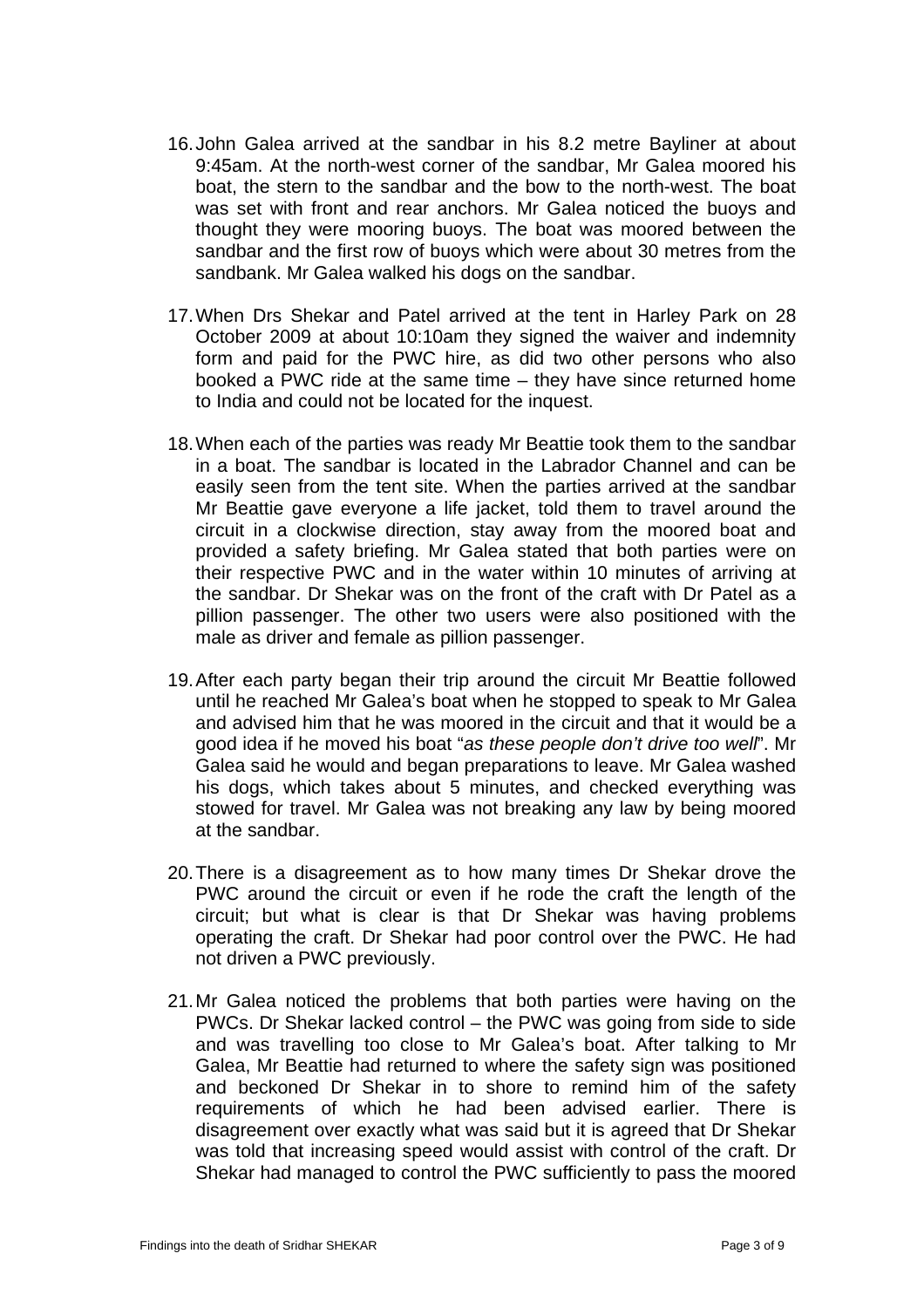16. John Galea arrived at the sandbar in his 8.2 metre Bayliner at about 9:45am. At the north-west corner of the sandbar, Mr Galea moored his boat, the stern to the sandbar and the bow to the north-west. The boat was set with front and rear anchors. Mr Galea noticed the buoys and thought they were mooring buoys. The boat was moored between the sandbar and the first row of buoys which were about 30 metres from the sandbank. Mr Galea walked his dogs on the sandbar.

17. When Drs Shekar and Patel arrived at the tent in Harley Park on 28 October 2009 at about 10:10am they signed the waiver and indemnity form and paid for the PWC hire, as did two other persons who also booked a PWC ride at the same time – they have since returned home to India and could not be located for the inquest.

18. When each of the parties was ready Mr Beattie took them to the sandbar in a boat. The sandbar is located in the Labrador Channel and can be easily seen from the tent site. When the parties arrived at the sandbar Mr Beattie gave everyone a life jacket, told them to travel around the circuit in a clockwise direction, stay away from the moored boat and provided a safety briefing. Mr Galea stated that both parties were on their respective PWC and in the water within 10 minutes of arriving at the sandbar. Dr Shekar was on the front of the craft with Dr Patel as a pillion passenger. The other two users were also positioned with the male as driver and female as pillion passenger.

19. After each party began their trip around the circuit Mr Beattie followed until he reached Mr Galea's boat when he stopped to speak to Mr Galea and advised him that he was moored in the circuit and that it would be a good idea if he moved his boat "*as these people don't drive too well*". Mr Galea said he would and began preparations to leave. Mr Galea washed his dogs, which takes about 5 minutes, and checked everything was stowed for travel. Mr Galea was not breaking any law by being moored at the sandbar.

20. There is a disagreement as to how many times Dr Shekar drove the PWC around the circuit or even if he rode the craft the length of the circuit; but what is clear is that Dr Shekar was having problems operating the craft. Dr Shekar had poor control over the PWC. He had not driven a PWC previously.

21. Mr Galea noticed the problems that both parties were having on the PWCs. Dr Shekar lacked control – the PWC was going from side to side and was travelling too close to Mr Galea's boat. After talking to Mr Galea, Mr Beattie had returned to where the safety sign was positioned and beckoned Dr Shekar in to shore to remind him of the safety requirements of which he had been advised earlier. There is disagreement over exactly what was said but it is agreed that Dr Shekar was told that increasing speed would assist with control of the craft. Dr Shekar had managed to control the PWC sufficiently to pass the moored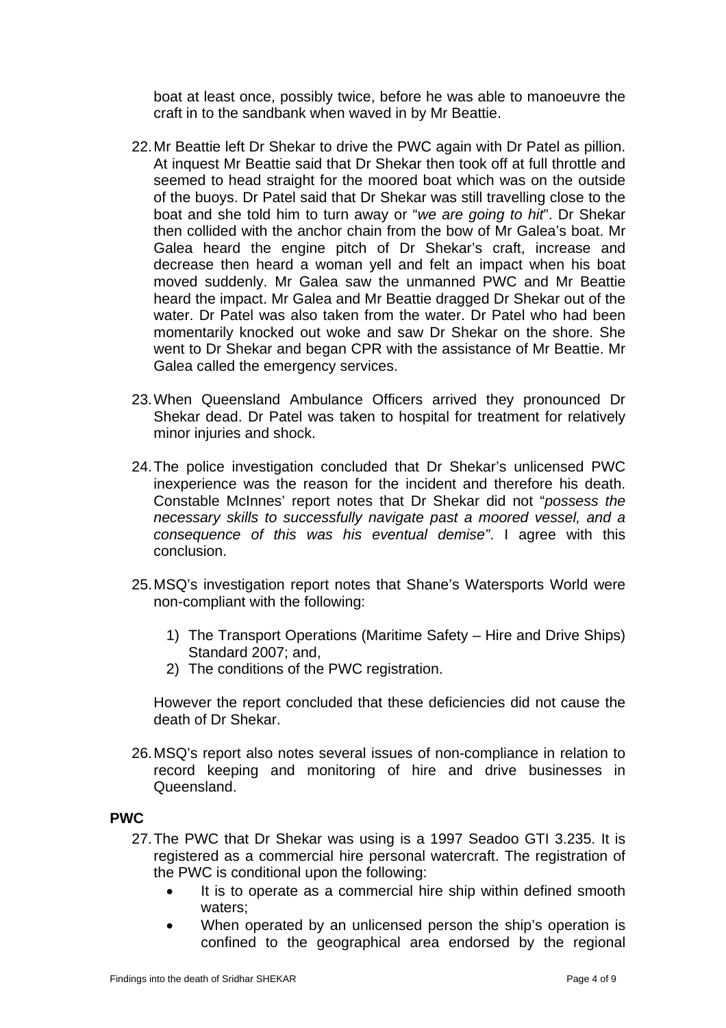boat at least once, possibly twice, before he was able to manoeuvre the craft in to the sandbank when waved in by Mr Beattie.

22. Mr Beattie left Dr Shekar to drive the PWC again with Dr Patel as pillion. At inquest Mr Beattie said that Dr Shekar then took off at full throttle and seemed to head straight for the moored boat which was on the outside of the buoys. Dr Patel said that Dr Shekar was still travelling close to the boat and she told him to turn away or "*we are going to hit*". Dr Shekar then collided with the anchor chain from the bow of Mr Galea's boat. Mr Galea heard the engine pitch of Dr Shekar's craft, increase and decrease then heard a woman yell and felt an impact when his boat moved suddenly. Mr Galea saw the unmanned PWC and Mr Beattie heard the impact. Mr Galea and Mr Beattie dragged Dr Shekar out of the water. Dr Patel was also taken from the water. Dr Patel who had been momentarily knocked out woke and saw Dr Shekar on the shore. She went to Dr Shekar and began CPR with the assistance of Mr Beattie. Mr Galea called the emergency services.

23. When Queensland Ambulance Officers arrived they pronounced Dr Shekar dead. Dr Patel was taken to hospital for treatment for relatively minor injuries and shock.

24. The police investigation concluded that Dr Shekar's unlicensed PWC inexperience was the reason for the incident and therefore his death. Constable McInnes' report notes that Dr Shekar did not "*possess the necessary skills to successfully navigate past a moored vessel, and a consequence of this was his eventual demise*". I agree with this conclusion.

25. MSQ's investigation report notes that Shane's Watersports World were non-compliant with the following:

    1) The Transport Operations (Maritime Safety – Hire and Drive Ships) Standard 2007; and,
    2) The conditions of the PWC registration.

    However the report concluded that these deficiencies did not cause the death of Dr Shekar.

26. MSQ's report also notes several issues of non-compliance in relation to record keeping and monitoring of hire and drive businesses in Queensland.

**PWC**

27. The PWC that Dr Shekar was using is a 1997 Seadoo GTI 3.235. It is registered as a commercial hire personal watercraft. The registration of the PWC is conditional upon the following:
    - It is to operate as a commercial hire ship within defined smooth waters;
    - When operated by an unlicensed person the ship's operation is confined to the geographical area endorsed by the regional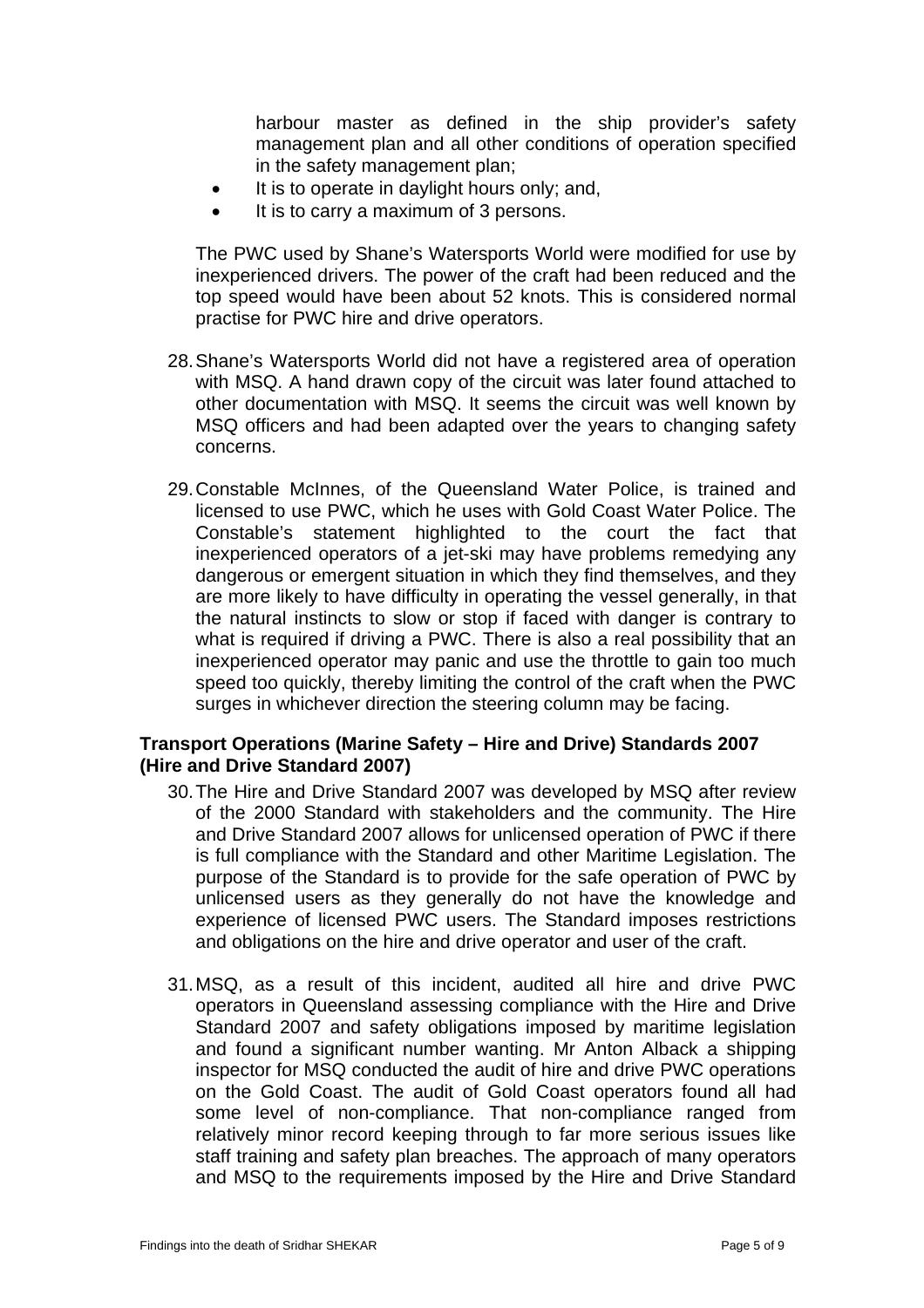harbour master as defined in the ship provider's safety management plan and all other conditions of operation specified in the safety management plan;

- It is to operate in daylight hours only; and,
- It is to carry a maximum of 3 persons.

The PWC used by Shane's Watersports World were modified for use by inexperienced drivers. The power of the craft had been reduced and the top speed would have been about 52 knots. This is considered normal practise for PWC hire and drive operators.

28. Shane's Watersports World did not have a registered area of operation with MSQ. A hand drawn copy of the circuit was later found attached to other documentation with MSQ. It seems the circuit was well known by MSQ officers and had been adapted over the years to changing safety concerns.

29. Constable McInnes, of the Queensland Water Police, is trained and licensed to use PWC, which he uses with Gold Coast Water Police. The Constable's statement highlighted to the court the fact that inexperienced operators of a jet-ski may have problems remedying any dangerous or emergent situation in which they find themselves, and they are more likely to have difficulty in operating the vessel generally, in that the natural instincts to slow or stop if faced with danger is contrary to what is required if driving a PWC. There is also a real possibility that an inexperienced operator may panic and use the throttle to gain too much speed too quickly, thereby limiting the control of the craft when the PWC surges in whichever direction the steering column may be facing.

**Transport Operations (Marine Safety – Hire and Drive) Standards 2007 (Hire and Drive Standard 2007)**

30. The Hire and Drive Standard 2007 was developed by MSQ after review of the 2000 Standard with stakeholders and the community. The Hire and Drive Standard 2007 allows for unlicensed operation of PWC if there is full compliance with the Standard and other Maritime Legislation. The purpose of the Standard is to provide for the safe operation of PWC by unlicensed users as they generally do not have the knowledge and experience of licensed PWC users. The Standard imposes restrictions and obligations on the hire and drive operator and user of the craft.

31. MSQ, as a result of this incident, audited all hire and drive PWC operators in Queensland assessing compliance with the Hire and Drive Standard 2007 and safety obligations imposed by maritime legislation and found a significant number wanting. Mr Anton Alback a shipping inspector for MSQ conducted the audit of hire and drive PWC operations on the Gold Coast. The audit of Gold Coast operators found all had some level of non-compliance. That non-compliance ranged from relatively minor record keeping through to far more serious issues like staff training and safety plan breaches. The approach of many operators and MSQ to the requirements imposed by the Hire and Drive Standard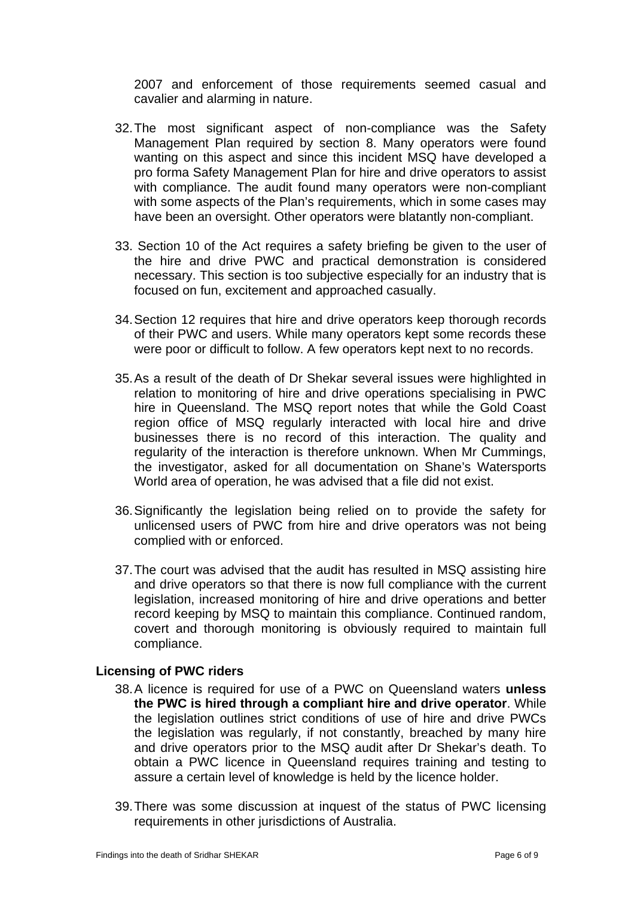2007 and enforcement of those requirements seemed casual and cavalier and alarming in nature.

32. The most significant aspect of non-compliance was the Safety Management Plan required by section 8. Many operators were found wanting on this aspect and since this incident MSQ have developed a pro forma Safety Management Plan for hire and drive operators to assist with compliance. The audit found many operators were non-compliant with some aspects of the Plan's requirements, which in some cases may have been an oversight. Other operators were blatantly non-compliant.

33. Section 10 of the Act requires a safety briefing be given to the user of the hire and drive PWC and practical demonstration is considered necessary. This section is too subjective especially for an industry that is focused on fun, excitement and approached casually.

34. Section 12 requires that hire and drive operators keep thorough records of their PWC and users. While many operators kept some records these were poor or difficult to follow. A few operators kept next to no records.

35. As a result of the death of Dr Shekar several issues were highlighted in relation to monitoring of hire and drive operations specialising in PWC hire in Queensland. The MSQ report notes that while the Gold Coast region office of MSQ regularly interacted with local hire and drive businesses there is no record of this interaction. The quality and regularity of the interaction is therefore unknown. When Mr Cummings, the investigator, asked for all documentation on Shane's Watersports World area of operation, he was advised that a file did not exist.

36. Significantly the legislation being relied on to provide the safety for unlicensed users of PWC from hire and drive operators was not being complied with or enforced.

37. The court was advised that the audit has resulted in MSQ assisting hire and drive operators so that there is now full compliance with the current legislation, increased monitoring of hire and drive operations and better record keeping by MSQ to maintain this compliance. Continued random, covert and thorough monitoring is obviously required to maintain full compliance.

### Licensing of PWC riders

38. A licence is required for use of a PWC on Queensland waters **unless the PWC is hired through a compliant hire and drive operator**. While the legislation outlines strict conditions of use of hire and drive PWCs the legislation was regularly, if not constantly, breached by many hire and drive operators prior to the MSQ audit after Dr Shekar's death. To obtain a PWC licence in Queensland requires training and testing to assure a certain level of knowledge is held by the licence holder.

39. There was some discussion at inquest of the status of PWC licensing requirements in other jurisdictions of Australia.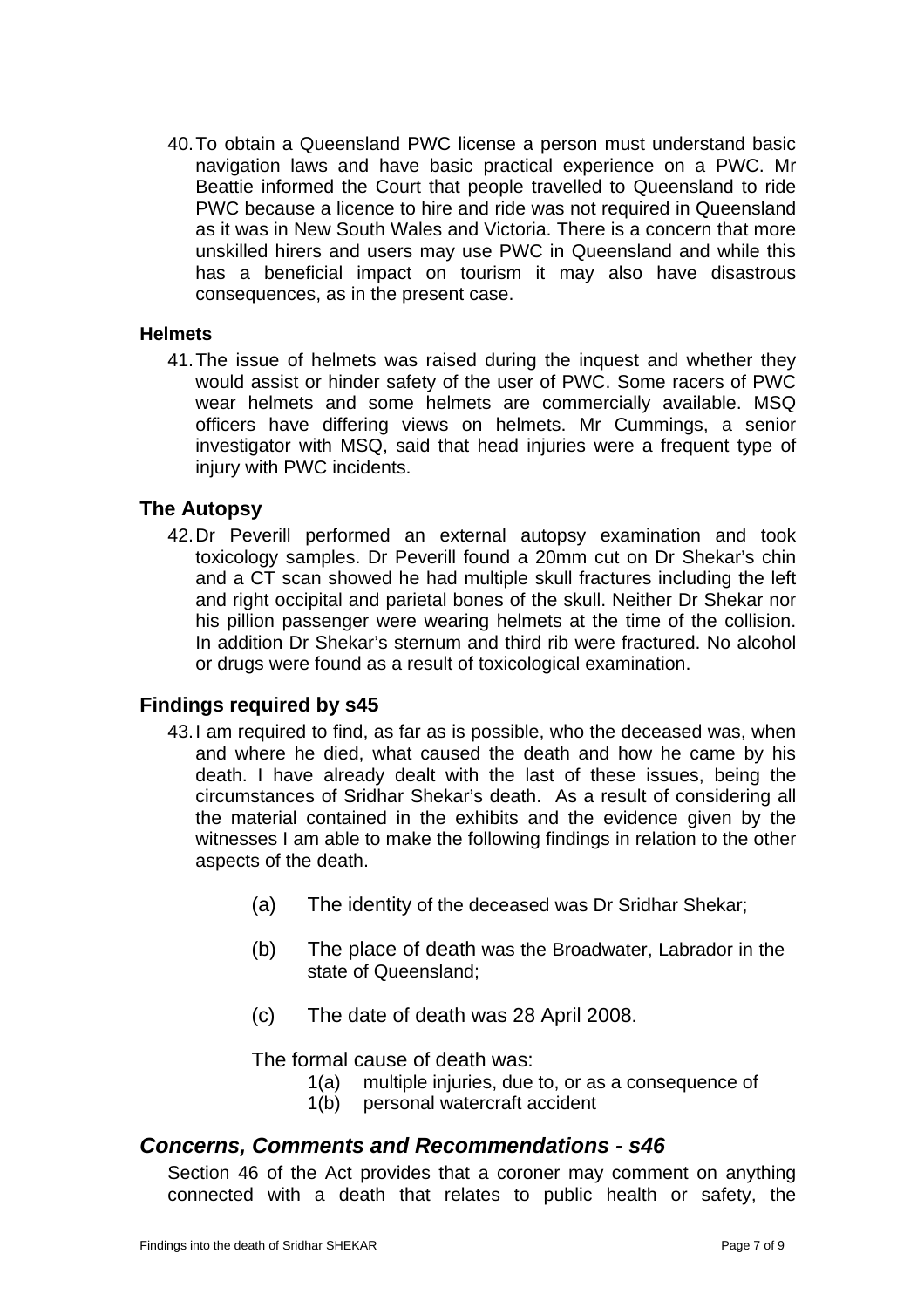40. To obtain a Queensland PWC license a person must understand basic navigation laws and have basic practical experience on a PWC. Mr Beattie informed the Court that people travelled to Queensland to ride PWC because a licence to hire and ride was not required in Queensland as it was in New South Wales and Victoria. There is a concern that more unskilled hirers and users may use PWC in Queensland and while this has a beneficial impact on tourism it may also have disastrous consequences, as in the present case.

#### Helmets

41. The issue of helmets was raised during the inquest and whether they would assist or hinder safety of the user of PWC. Some racers of PWC wear helmets and some helmets are commercially available. MSQ officers have differing views on helmets. Mr Cummings, a senior investigator with MSQ, said that head injuries were a frequent type of injury with PWC incidents.

### The Autopsy

42. Dr Peverill performed an external autopsy examination and took toxicology samples. Dr Peverill found a 20mm cut on Dr Shekar's chin and a CT scan showed he had multiple skull fractures including the left and right occipital and parietal bones of the skull. Neither Dr Shekar nor his pillion passenger were wearing helmets at the time of the collision. In addition Dr Shekar's sternum and third rib were fractured. No alcohol or drugs were found as a result of toxicological examination.

### Findings required by s45

43. I am required to find, as far as is possible, who the deceased was, when and where he died, what caused the death and how he came by his death. I have already dealt with the last of these issues, being the circumstances of Sridhar Shekar's death. As a result of considering all the material contained in the exhibits and the evidence given by the witnesses I am able to make the following findings in relation to the other aspects of the death.

    (a) The identity of the deceased was Dr Sridhar Shekar;

    (b) The place of death was the Broadwater, Labrador in the state of Queensland;

    (c) The date of death was 28 April 2008.

    The formal cause of death was:

    1(a) multiple injuries, due to, or as a consequence of

    1(b) personal watercraft accident

## *Concerns, Comments and Recommendations - s46*

Section 46 of the Act provides that a coroner may comment on anything connected with a death that relates to public health or safety, the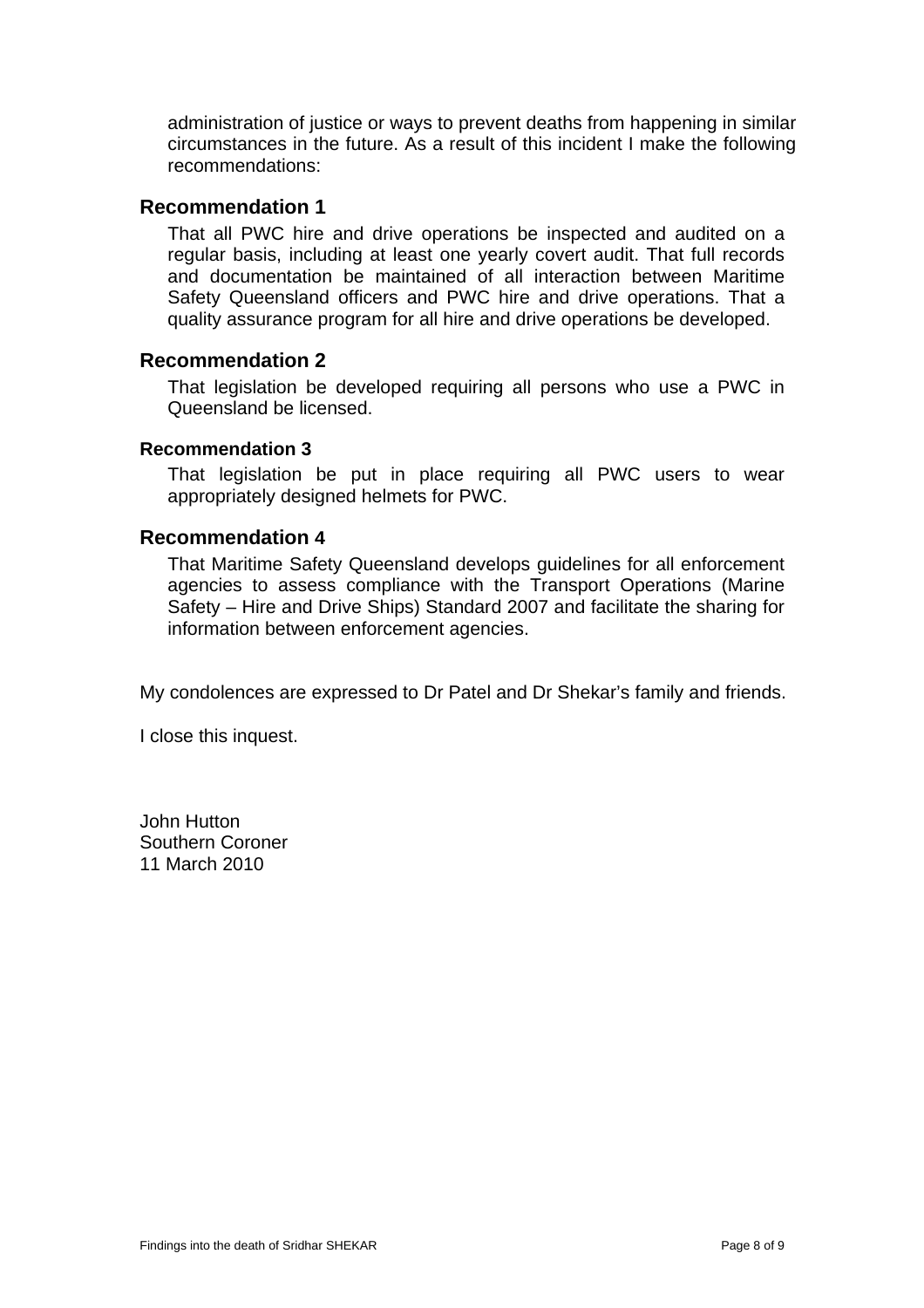administration of justice or ways to prevent deaths from happening in similar circumstances in the future. As a result of this incident I make the following recommendations:

## Recommendation 1

That all PWC hire and drive operations be inspected and audited on a regular basis, including at least one yearly covert audit. That full records and documentation be maintained of all interaction between Maritime Safety Queensland officers and PWC hire and drive operations. That a quality assurance program for all hire and drive operations be developed.

## Recommendation 2

That legislation be developed requiring all persons who use a PWC in Queensland be licensed.

### Recommendation 3

That legislation be put in place requiring all PWC users to wear appropriately designed helmets for PWC.

## Recommendation 4

That Maritime Safety Queensland develops guidelines for all enforcement agencies to assess compliance with the Transport Operations (Marine Safety – Hire and Drive Ships) Standard 2007 and facilitate the sharing for information between enforcement agencies.

My condolences are expressed to Dr Patel and Dr Shekar's family and friends.

I close this inquest.

John Hutton
Southern Coroner
11 March 2010